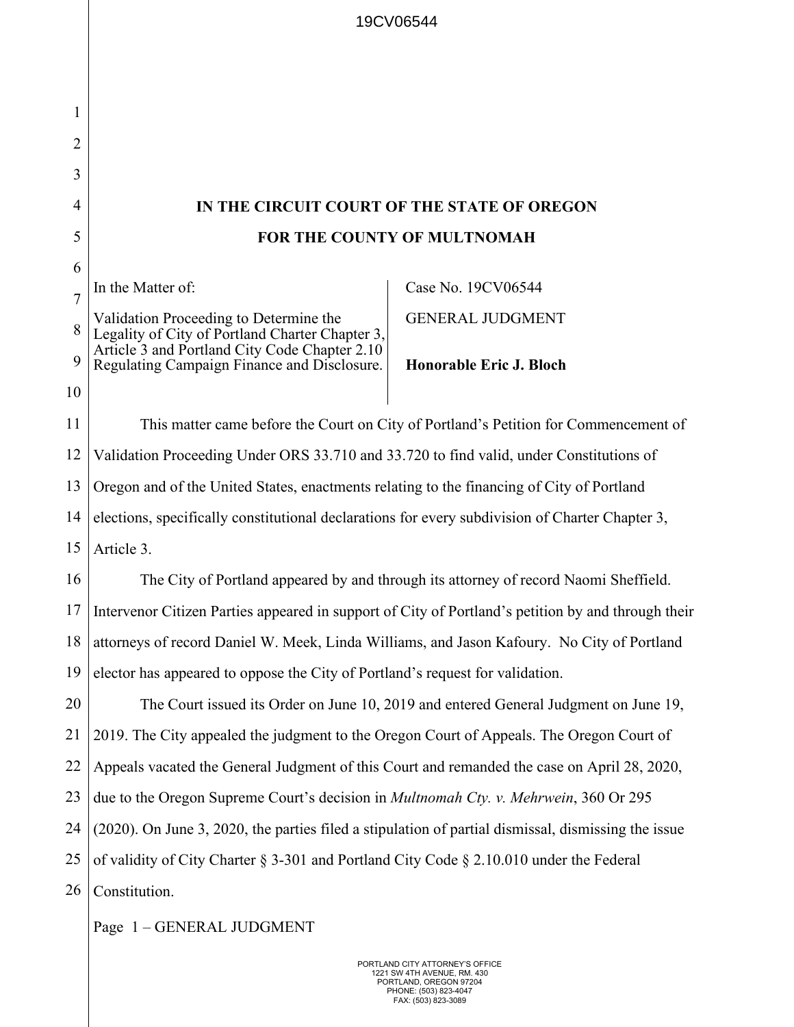# IN THE CIRCUIT COURT OF THE STATE OF OREGON

## FOR THE COUNTY OF MULTNOMAH

| In the Matter of: | Case No. 19CV06544 |
| --- | --- |
| Validation Proceeding to Determine the Legality of City of Portland Charter Chapter 3, Article 3 and Portland City Code Chapter 2.10 Regulating Campaign Finance and Disclosure. | GENERAL JUDGMENT<br><br>**Honorable Eric J. Bloch** |

This matter came before the Court on City of Portland's Petition for Commencement of Validation Proceeding Under ORS 33.710 and 33.720 to find valid, under Constitutions of Oregon and of the United States, enactments relating to the financing of City of Portland elections, specifically constitutional declarations for every subdivision of Charter Chapter 3, Article 3.

The City of Portland appeared by and through its attorney of record Naomi Sheffield. Intervenor Citizen Parties appeared in support of City of Portland's petition by and through their attorneys of record Daniel W. Meek, Linda Williams, and Jason Kafoury. No City of Portland elector has appeared to oppose the City of Portland's request for validation.

The Court issued its Order on June 10, 2019 and entered General Judgment on June 19, 2019. The City appealed the judgment to the Oregon Court of Appeals. The Oregon Court of Appeals vacated the General Judgment of this Court and remanded the case on April 28, 2020, due to the Oregon Supreme Court's decision in *Multnomah Cty. v. Mehrwein*, 360 Or 295 (2020). On June 3, 2020, the parties filed a stipulation of partial dismissal, dismissing the issue of validity of City Charter § 3-301 and Portland City Code § 2.10.010 under the Federal Constitution.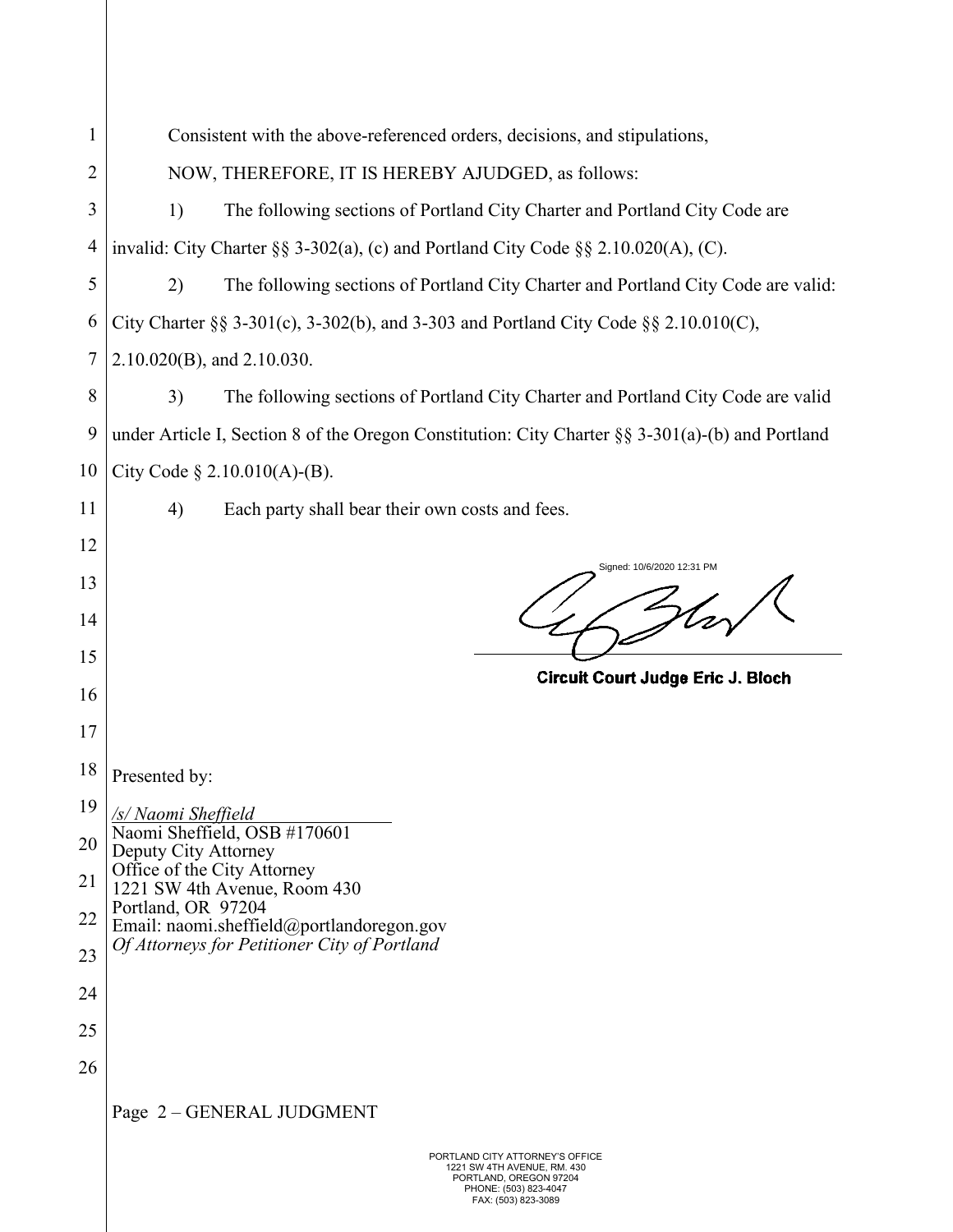Consistent with the above-referenced orders, decisions, and stipulations,

NOW, THEREFORE, IT IS HEREBY AJUDGED, as follows:

1) The following sections of Portland City Charter and Portland City Code are invalid: City Charter §§ 3-302(a), (c) and Portland City Code §§ 2.10.020(A), (C).

2) The following sections of Portland City Charter and Portland City Code are valid: City Charter §§ 3-301(c), 3-302(b), and 3-303 and Portland City Code §§ 2.10.010(C), 2.10.020(B), and 2.10.030.

3) The following sections of Portland City Charter and Portland City Code are valid under Article I, Section 8 of the Oregon Constitution: City Charter §§ 3-301(a)-(b) and Portland City Code § 2.10.010(A)-(B).

4) Each party shall bear their own costs and fees.

Signed: 10/6/2020 12:31 PM

**Circuit Court Judge Eric J. Bloch**

Presented by:

*/s/ Naomi Sheffield*
Naomi Sheffield, OSB #170601
Deputy City Attorney
Office of the City Attorney
1221 SW 4th Avenue, Room 430
Portland, OR 97204
Email: naomi.sheffield@portlandoregon.gov
*Of Attorneys for Petitioner City of Portland*

Page 2 – GENERAL JUDGMENT

PORTLAND CITY ATTORNEY'S OFFICE
1221 SW 4TH AVENUE, RM. 430
PORTLAND, OREGON 97204
PHONE: (503) 823-4047
FAX: (503) 823-3089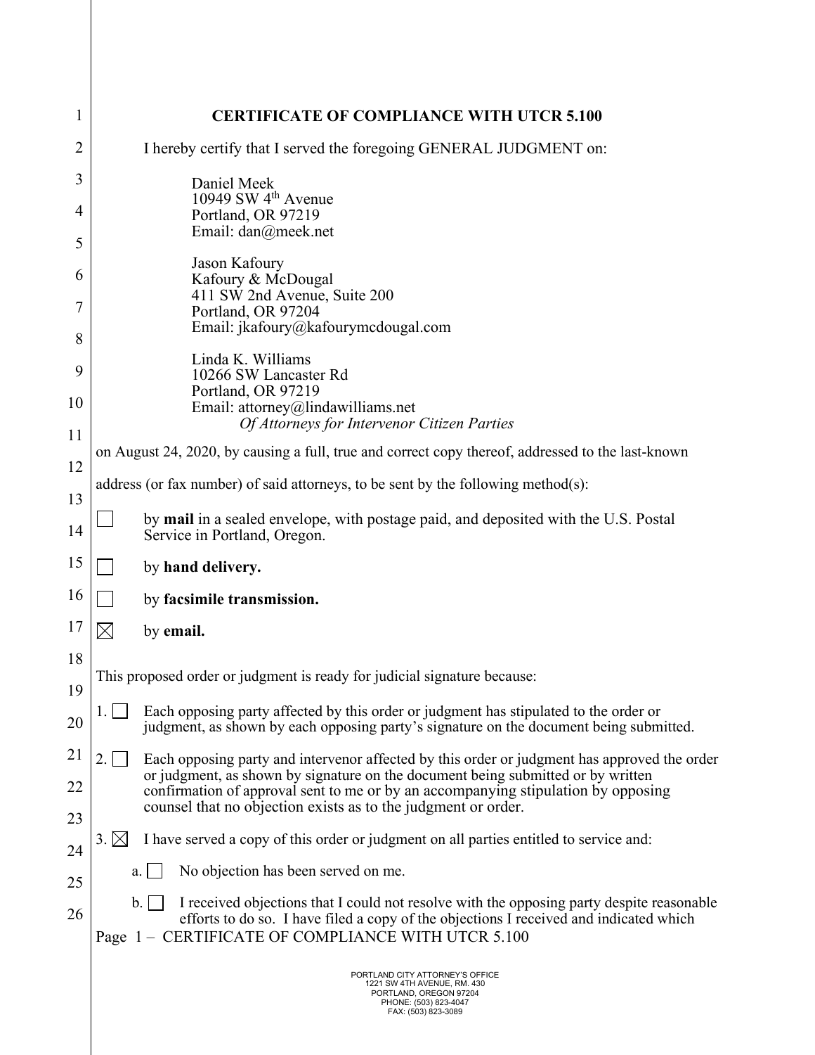# CERTIFICATE OF COMPLIANCE WITH UTCR 5.100

I hereby certify that I served the foregoing GENERAL JUDGMENT on:

Daniel Meek
10949 SW 4th Avenue
Portland, OR 97219
Email: dan@meek.net

Jason Kafoury
Kafoury & McDougal
411 SW 2nd Avenue, Suite 200
Portland, OR 97204
Email: jkafoury@kafourymcdougal.com

Linda K. Williams
10266 SW Lancaster Rd
Portland, OR 97219
Email: attorney@lindawilliams.net
*Of Attorneys for Intervenor Citizen Parties*

on August 24, 2020, by causing a full, true and correct copy thereof, addressed to the last-known address (or fax number) of said attorneys, to be sent by the following method(s):

☐ by **mail** in a sealed envelope, with postage paid, and deposited with the U.S. Postal Service in Portland, Oregon.

☐ by **hand delivery.**

☐ by **facsimile transmission.**

☒ by **email.**

This proposed order or judgment is ready for judicial signature because:

1. ☐ Each opposing party affected by this order or judgment has stipulated to the order or judgment, as shown by each opposing party's signature on the document being submitted.

2. ☐ Each opposing party and intervenor affected by this order or judgment has approved the order or judgment, as shown by signature on the document being submitted or by written confirmation of approval sent to me or by an accompanying stipulation by opposing counsel that no objection exists as to the judgment or order.

3. ☒ I have served a copy of this order or judgment on all parties entitled to service and:

   a. ☐ No objection has been served on me.

   b. ☐ I received objections that I could not resolve with the opposing party despite reasonable efforts to do so. I have filed a copy of the objections I received and indicated which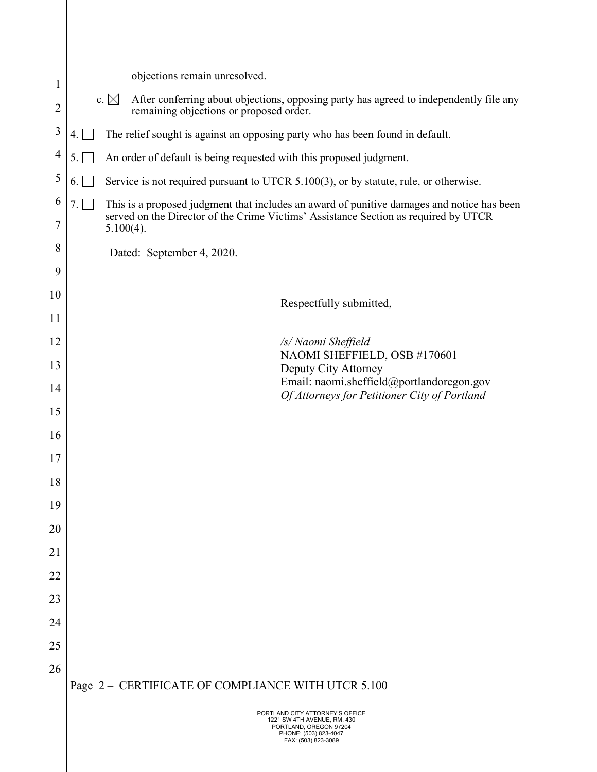objections remain unresolved.

c. ☒ After conferring about objections, opposing party has agreed to independently file any remaining objections or proposed order.

4. ☐ The relief sought is against an opposing party who has been found in default.

5. ☐ An order of default is being requested with this proposed judgment.

6. ☐ Service is not required pursuant to UTCR 5.100(3), or by statute, rule, or otherwise.

7. ☐ This is a proposed judgment that includes an award of punitive damages and notice has been served on the Director of the Crime Victims' Assistance Section as required by UTCR 5.100(4).

Dated: September 4, 2020.

Respectfully submitted,

*/s/ Naomi Sheffield*
NAOMI SHEFFIELD, OSB #170601
Deputy City Attorney
Email: naomi.sheffield@portlandoregon.gov
*Of Attorneys for Petitioner City of Portland*

Page 2 – CERTIFICATE OF COMPLIANCE WITH UTCR 5.100

PORTLAND CITY ATTORNEY'S OFFICE
1221 SW 4TH AVENUE, RM. 430
PORTLAND, OREGON 97204
PHONE: (503) 823-4047
FAX: (503) 823-3089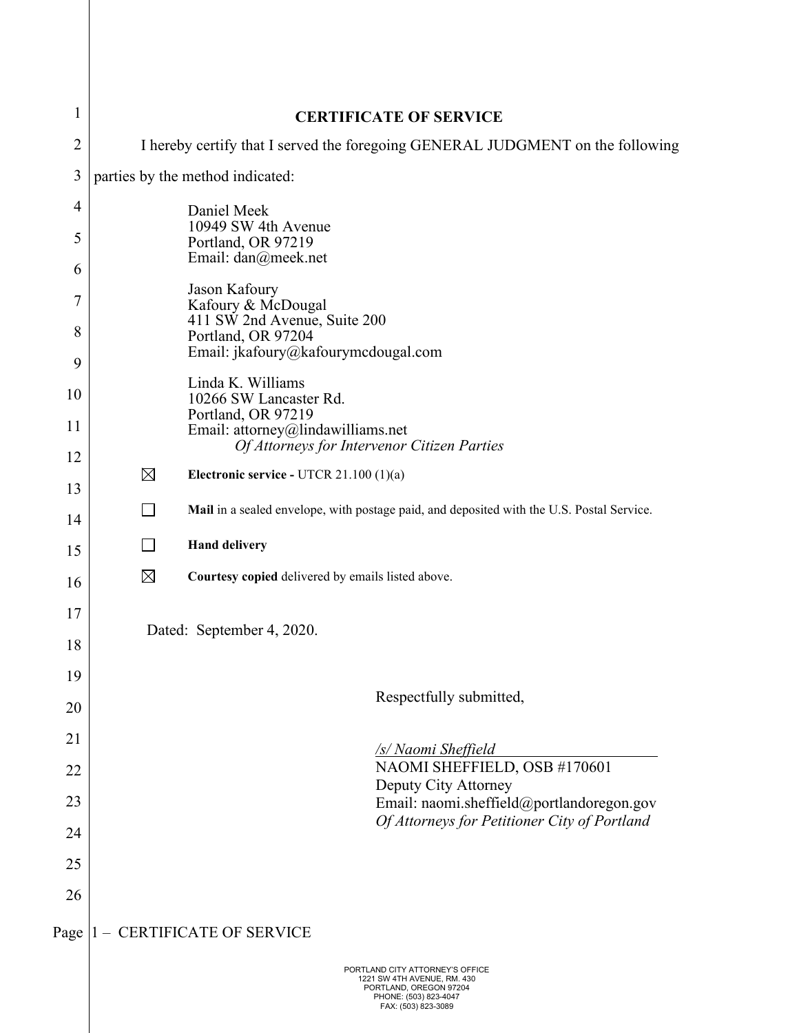# CERTIFICATE OF SERVICE

I hereby certify that I served the foregoing GENERAL JUDGMENT on the following parties by the method indicated:

Daniel Meek
10949 SW 4th Avenue
Portland, OR 97219
Email: dan@meek.net

Jason Kafoury
Kafoury & McDougal
411 SW 2nd Avenue, Suite 200
Portland, OR 97204
Email: jkafoury@kafourymcdougal.com

Linda K. Williams
10266 SW Lancaster Rd.
Portland, OR 97219
Email: attorney@lindawilliams.net
*Of Attorneys for Intervenor Citizen Parties*

☒ **Electronic service -** UTCR 21.100 (1)(a)

☐ **Mail** in a sealed envelope, with postage paid, and deposited with the U.S. Postal Service.

☐ **Hand delivery**

☒ **Courtesy copied** delivered by emails listed above.

Dated: September 4, 2020.

Respectfully submitted,

*/s/ Naomi Sheffield*
NAOMI SHEFFIELD, OSB #170601
Deputy City Attorney
Email: naomi.sheffield@portlandoregon.gov
*Of Attorneys for Petitioner City of Portland*

Page 1 – CERTIFICATE OF SERVICE

PORTLAND CITY ATTORNEY'S OFFICE
1221 SW 4TH AVENUE, RM. 430
PORTLAND, OREGON 97204
PHONE: (503) 823-4047
FAX: (503) 823-3089